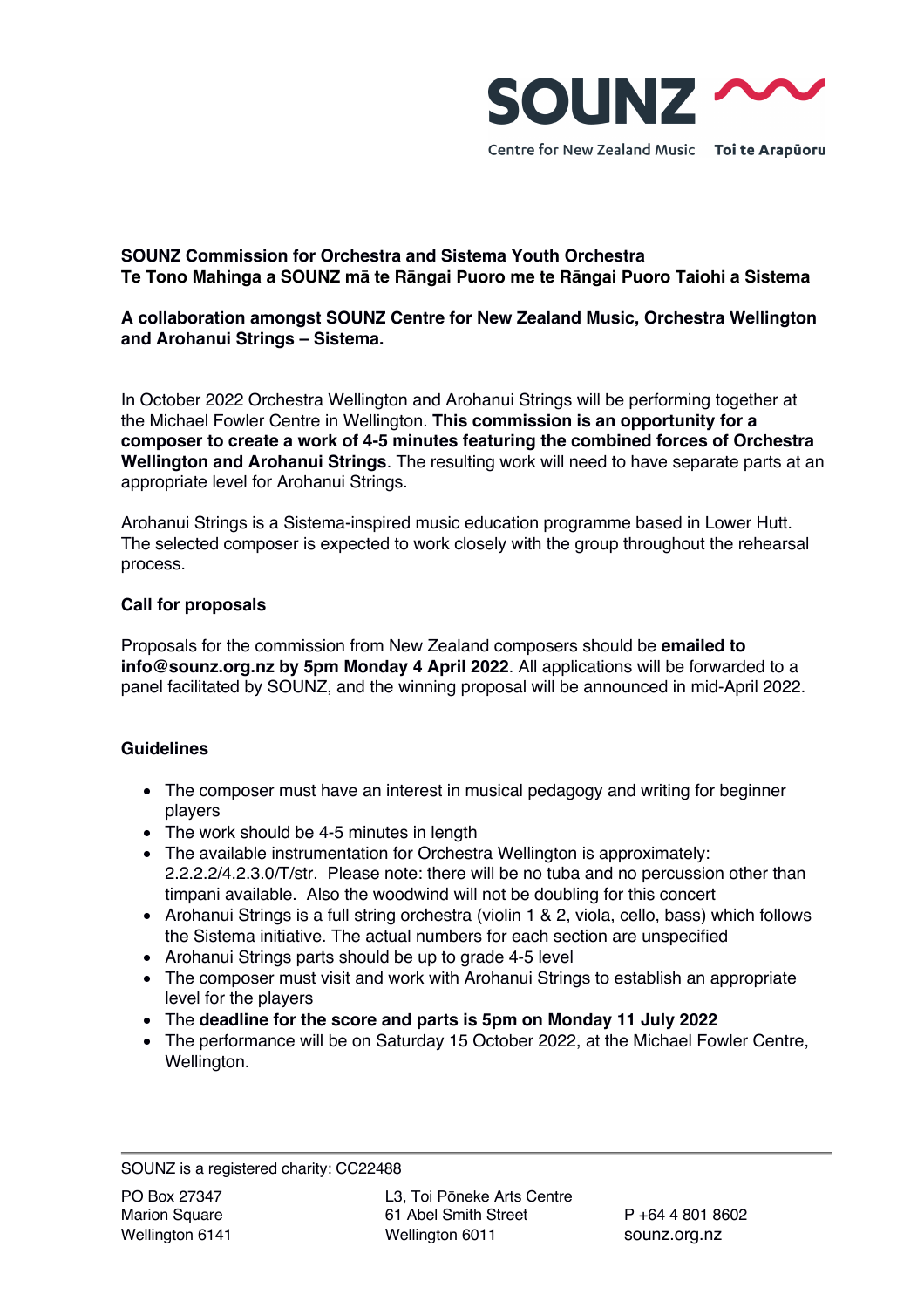SOUNZ

Centre for New Zealand Music **Toi te Arapūoru**

**SOUNZ Commission for Orchestra and Sistema Youth Orchestra**
**Te Tono Mahinga a SOUNZ mā te Rāngai Puoro me te Rāngai Puoro Taiohi a Sistema**

**A collaboration amongst SOUNZ Centre for New Zealand Music, Orchestra Wellington and Arohanui Strings – Sistema.**

In October 2022 Orchestra Wellington and Arohanui Strings will be performing together at the Michael Fowler Centre in Wellington. **This commission is an opportunity for a composer to create a work of 4-5 minutes featuring the combined forces of Orchestra Wellington and Arohanui Strings**. The resulting work will need to have separate parts at an appropriate level for Arohanui Strings.

Arohanui Strings is a Sistema-inspired music education programme based in Lower Hutt. The selected composer is expected to work closely with the group throughout the rehearsal process.

**Call for proposals**

Proposals for the commission from New Zealand composers should be **emailed to info@sounz.org.nz by 5pm Monday 4 April 2022**. All applications will be forwarded to a panel facilitated by SOUNZ, and the winning proposal will be announced in mid-April 2022.

**Guidelines**

- The composer must have an interest in musical pedagogy and writing for beginner players
- The work should be 4-5 minutes in length
- The available instrumentation for Orchestra Wellington is approximately: 2.2.2.2/4.2.3.0/T/str. Please note: there will be no tuba and no percussion other than timpani available. Also the woodwind will not be doubling for this concert
- Arohanui Strings is a full string orchestra (violin 1 & 2, viola, cello, bass) which follows the Sistema initiative. The actual numbers for each section are unspecified
- Arohanui Strings parts should be up to grade 4-5 level
- The composer must visit and work with Arohanui Strings to establish an appropriate level for the players
- The **deadline for the score and parts is 5pm on Monday 11 July 2022**
- The performance will be on Saturday 15 October 2022, at the Michael Fowler Centre, Wellington.

SOUNZ is a registered charity: CC22488

PO Box 27347
Marion Square
Wellington 6141

L3, Toi Pōneke Arts Centre
61 Abel Smith Street
Wellington 6011

P +64 4 801 8602
sounz.org.nz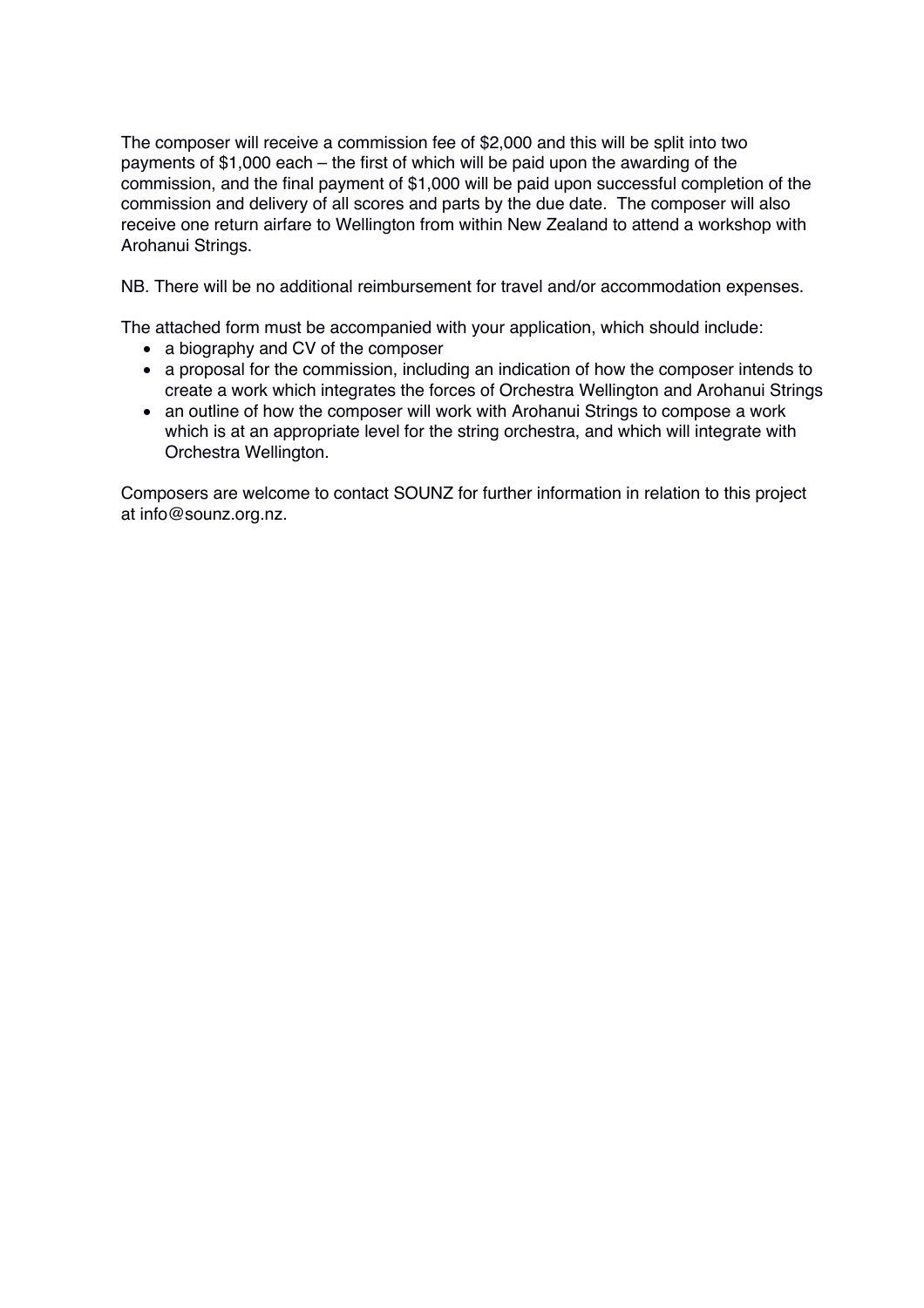The composer will receive a commission fee of $2,000 and this will be split into two payments of $1,000 each – the first of which will be paid upon the awarding of the commission, and the final payment of $1,000 will be paid upon successful completion of the commission and delivery of all scores and parts by the due date. The composer will also receive one return airfare to Wellington from within New Zealand to attend a workshop with Arohanui Strings.

NB. There will be no additional reimbursement for travel and/or accommodation expenses.

The attached form must be accompanied with your application, which should include:

- a biography and CV of the composer
- a proposal for the commission, including an indication of how the composer intends to create a work which integrates the forces of Orchestra Wellington and Arohanui Strings
- an outline of how the composer will work with Arohanui Strings to compose a work which is at an appropriate level for the string orchestra, and which will integrate with Orchestra Wellington.

Composers are welcome to contact SOUNZ for further information in relation to this project at info@sounz.org.nz.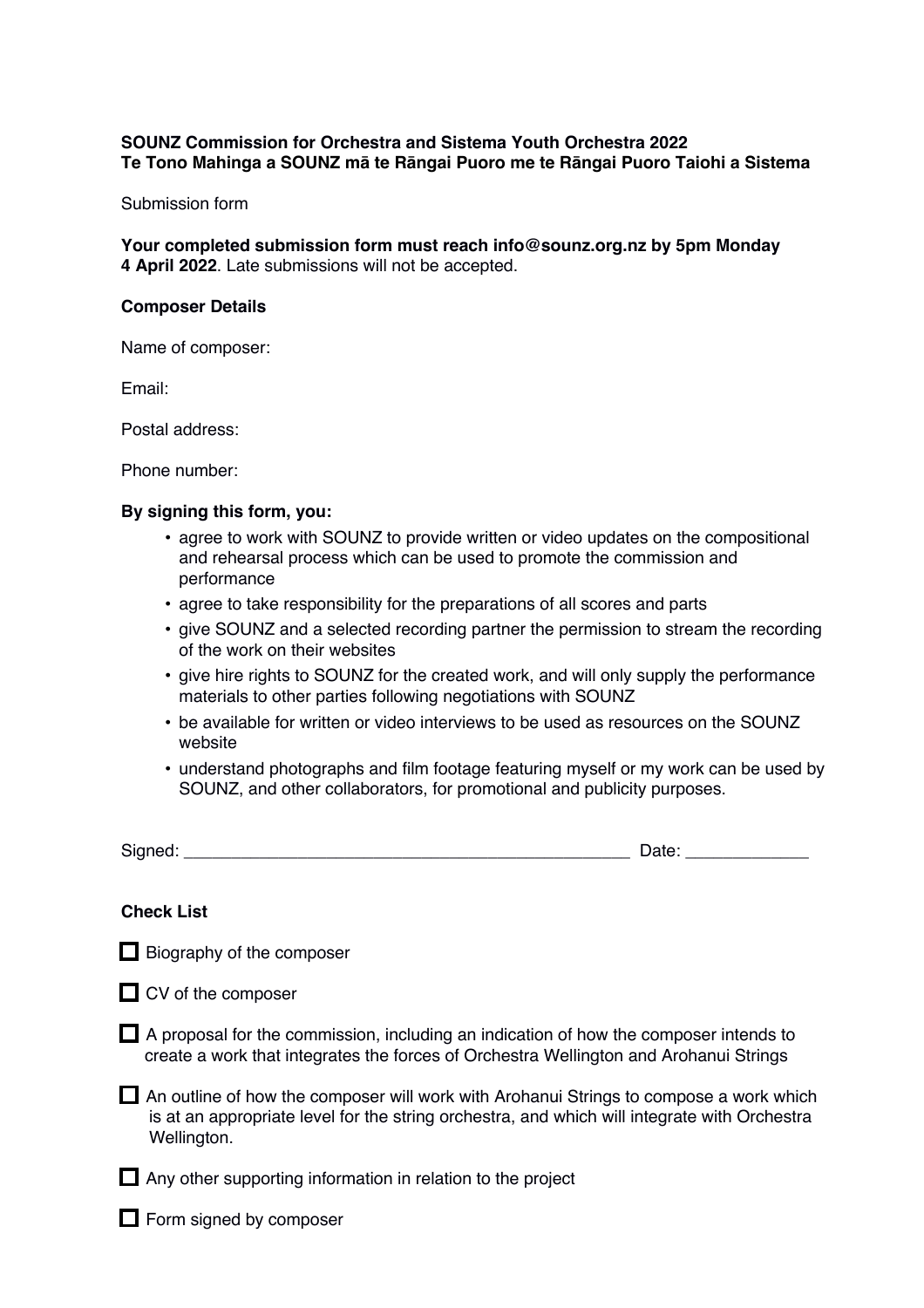**SOUNZ Commission for Orchestra and Sistema Youth Orchestra 2022**
**Te Tono Mahinga a SOUNZ mā te Rāngai Puoro me te Rāngai Puoro Taiohi a Sistema**

Submission form

**Your completed submission form must reach info@sounz.org.nz by 5pm Monday 4 April 2022**. Late submissions will not be accepted.

**Composer Details**

Name of composer:

Email:

Postal address:

Phone number:

**By signing this form, you:**

- agree to work with SOUNZ to provide written or video updates on the compositional and rehearsal process which can be used to promote the commission and performance
- agree to take responsibility for the preparations of all scores and parts
- give SOUNZ and a selected recording partner the permission to stream the recording of the work on their websites
- give hire rights to SOUNZ for the created work, and will only supply the performance materials to other parties following negotiations with SOUNZ
- be available for written or video interviews to be used as resources on the SOUNZ website
- understand photographs and film footage featuring myself or my work can be used by SOUNZ, and other collaborators, for promotional and publicity purposes.

Signed: _________________________________________________ Date: _____________

**Check List**

- ☐ Biography of the composer
- ☐ CV of the composer
- ☐ A proposal for the commission, including an indication of how the composer intends to create a work that integrates the forces of Orchestra Wellington and Arohanui Strings
- ☐ An outline of how the composer will work with Arohanui Strings to compose a work which is at an appropriate level for the string orchestra, and which will integrate with Orchestra Wellington.
- ☐ Any other supporting information in relation to the project
- ☐ Form signed by composer